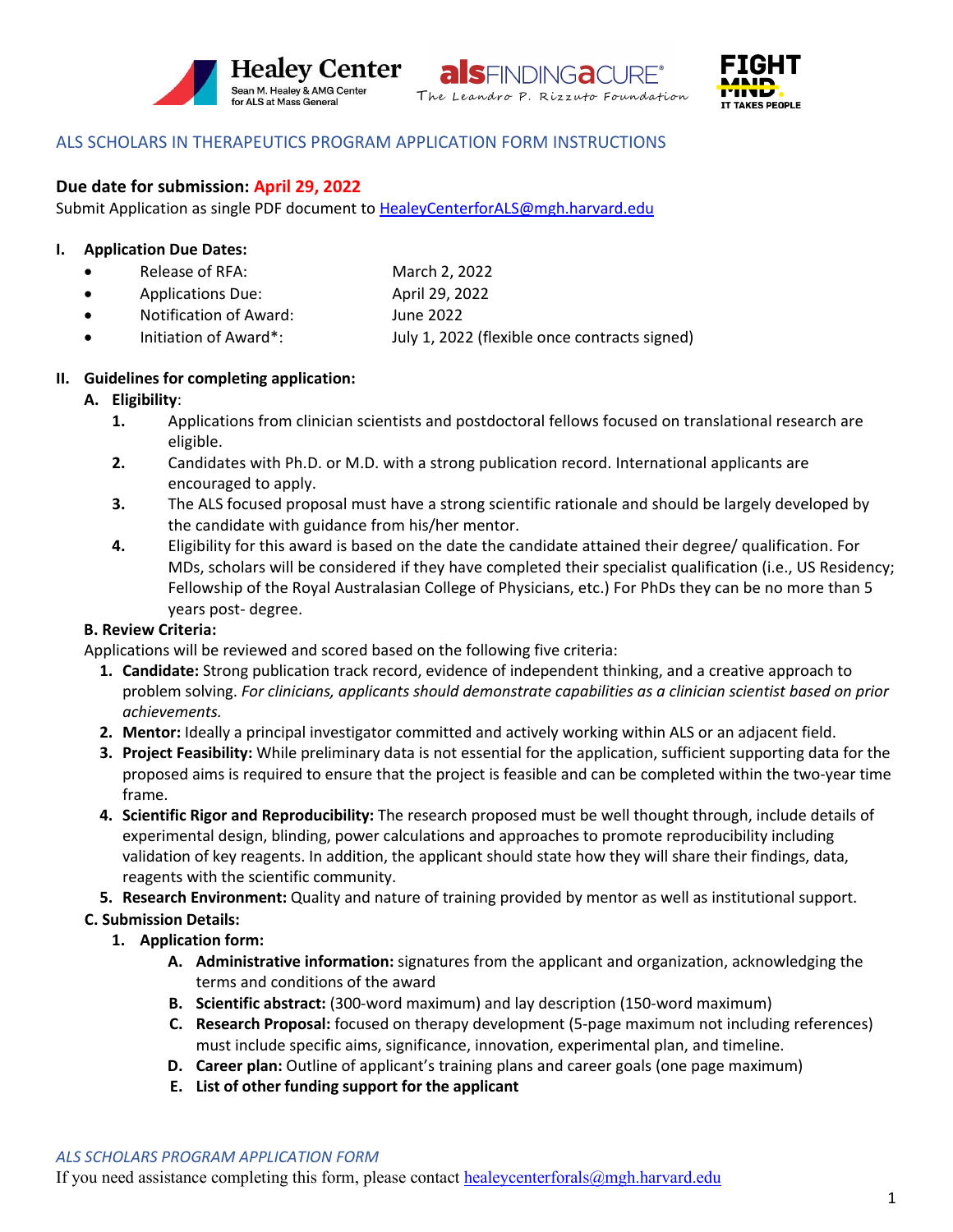# ALS SCHOLARS IN THERAPEUTICS PROGRAM APPLICATION FORM INSTRUCTIONS

**Due date for submission: April 29, 2022**
Submit Application as single PDF document to HealeyCenterforALS@mgh.harvard.edu

## I. Application Due Dates:

- Release of RFA: March 2, 2022
- Applications Due: April 29, 2022
- Notification of Award: June 2022
- Initiation of Award*: July 1, 2022 (flexible once contracts signed)

## II. Guidelines for completing application:

### A. Eligibility:

1. Applications from clinician scientists and postdoctoral fellows focused on translational research are eligible.
2. Candidates with Ph.D. or M.D. with a strong publication record. International applicants are encouraged to apply.
3. The ALS focused proposal must have a strong scientific rationale and should be largely developed by the candidate with guidance from his/her mentor.
4. Eligibility for this award is based on the date the candidate attained their degree/ qualification. For MDs, scholars will be considered if they have completed their specialist qualification (i.e., US Residency; Fellowship of the Royal Australasian College of Physicians, etc.) For PhDs they can be no more than 5 years post- degree.

### B. Review Criteria:

Applications will be reviewed and scored based on the following five criteria:

1. **Candidate:** Strong publication track record, evidence of independent thinking, and a creative approach to problem solving. *For clinicians, applicants should demonstrate capabilities as a clinician scientist based on prior achievements.*
2. **Mentor:** Ideally a principal investigator committed and actively working within ALS or an adjacent field.
3. **Project Feasibility:** While preliminary data is not essential for the application, sufficient supporting data for the proposed aims is required to ensure that the project is feasible and can be completed within the two-year time frame.
4. **Scientific Rigor and Reproducibility:** The research proposed must be well thought through, include details of experimental design, blinding, power calculations and approaches to promote reproducibility including validation of key reagents. In addition, the applicant should state how they will share their findings, data, reagents with the scientific community.
5. **Research Environment:** Quality and nature of training provided by mentor as well as institutional support.

### C. Submission Details:

1. **Application form:**
   - **A. Administrative information:** signatures from the applicant and organization, acknowledging the terms and conditions of the award
   - **B. Scientific abstract:** (300-word maximum) and lay description (150-word maximum)
   - **C. Research Proposal:** focused on therapy development (5-page maximum not including references) must include specific aims, significance, innovation, experimental plan, and timeline.
   - **D. Career plan:** Outline of applicant's training plans and career goals (one page maximum)
   - **E. List of other funding support for the applicant**

*ALS SCHOLARS PROGRAM APPLICATION FORM*
If you need assistance completing this form, please contact healeycenterforals@mgh.harvard.edu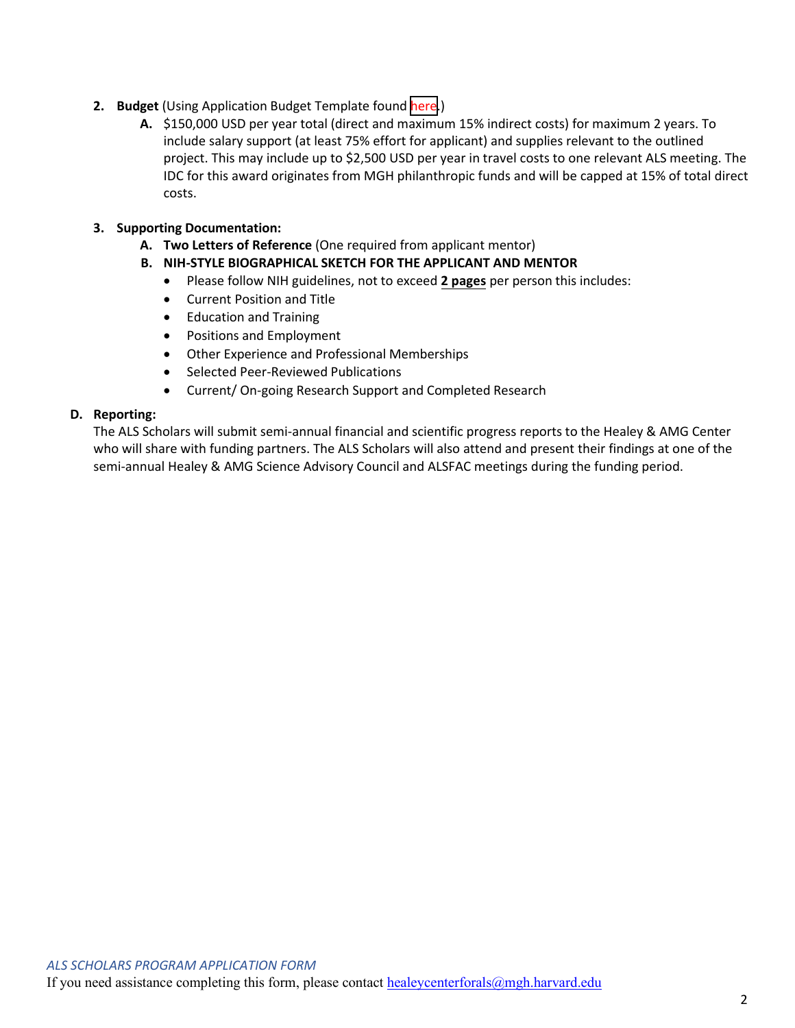2. **Budget** (Using Application Budget Template found here.)
    - **A.** $150,000 USD per year total (direct and maximum 15% indirect costs) for maximum 2 years. To include salary support (at least 75% effort for applicant) and supplies relevant to the outlined project. This may include up to $2,500 USD per year in travel costs to one relevant ALS meeting. The IDC for this award originates from MGH philanthropic funds and will be capped at 15% of total direct costs.

3. **Supporting Documentation:**
    - **A. Two Letters of Reference** (One required from applicant mentor)
    - **B. NIH-STYLE BIOGRAPHICAL SKETCH FOR THE APPLICANT AND MENTOR**
        - Please follow NIH guidelines, not to exceed **2 pages** per person this includes:
        - Current Position and Title
        - Education and Training
        - Positions and Employment
        - Other Experience and Professional Memberships
        - Selected Peer-Reviewed Publications
        - Current/ On-going Research Support and Completed Research

**D. Reporting:**

The ALS Scholars will submit semi-annual financial and scientific progress reports to the Healey & AMG Center who will share with funding partners. The ALS Scholars will also attend and present their findings at one of the semi-annual Healey & AMG Science Advisory Council and ALSFAC meetings during the funding period.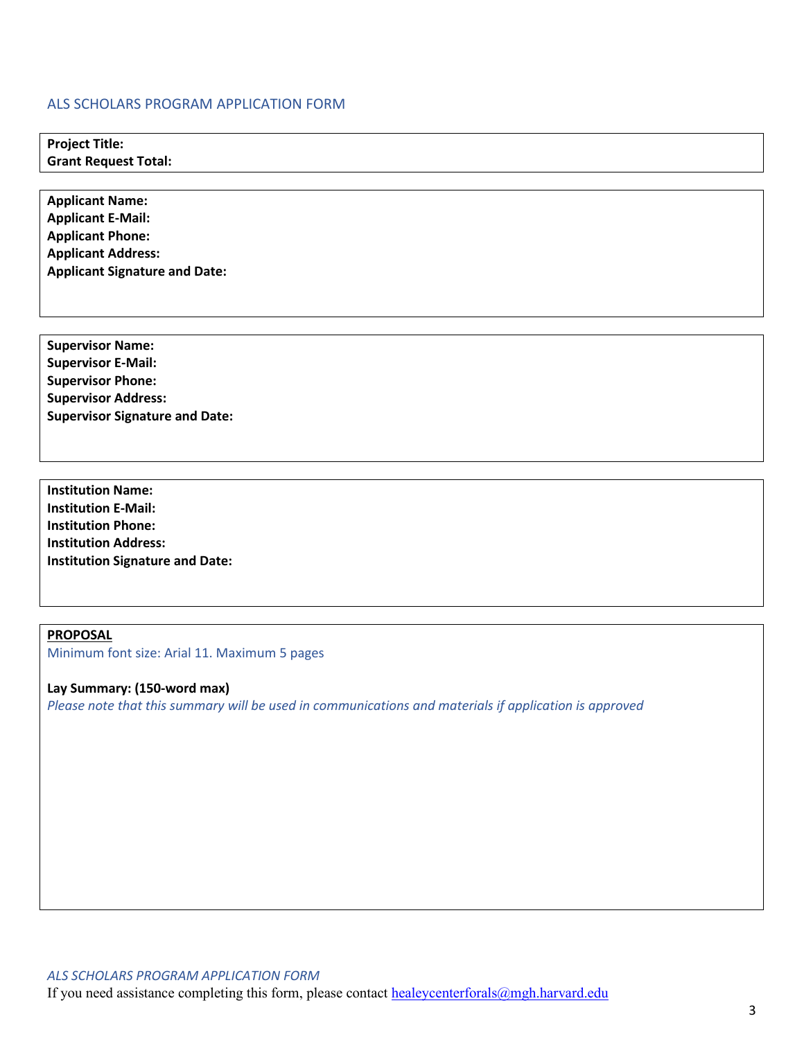## ALS SCHOLARS PROGRAM APPLICATION FORM

**Project Title:**
**Grant Request Total:**

**Applicant Name:**
**Applicant E-Mail:**
**Applicant Phone:**
**Applicant Address:**
**Applicant Signature and Date:**

**Supervisor Name:**
**Supervisor E-Mail:**
**Supervisor Phone:**
**Supervisor Address:**
**Supervisor Signature and Date:**

**Institution Name:**
**Institution E-Mail:**
**Institution Phone:**
**Institution Address:**
**Institution Signature and Date:**

**PROPOSAL**

Minimum font size: Arial 11. Maximum 5 pages

**Lay Summary: (150-word max)**

*Please note that this summary will be used in communications and materials if application is approved*

*ALS SCHOLARS PROGRAM APPLICATION FORM*

If you need assistance completing this form, please contact healeycenterforals@mgh.harvard.edu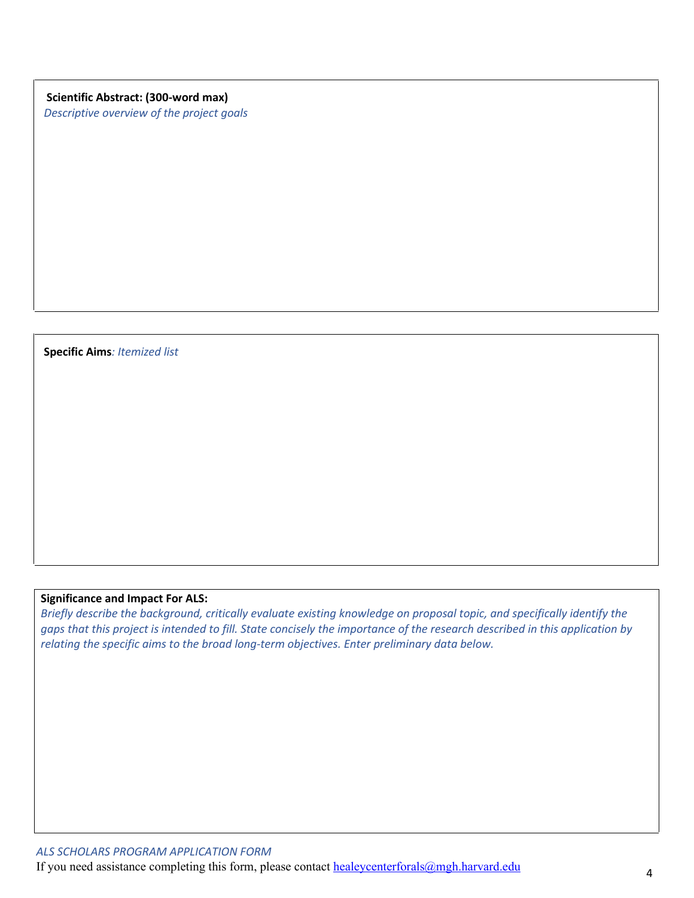**Scientific Abstract: (300-word max)**

*Descriptive overview of the project goals*

**Specific Aims***: Itemized list*

**Significance and Impact For ALS:**

*Briefly describe the background, critically evaluate existing knowledge on proposal topic, and specifically identify the gaps that this project is intended to fill. State concisely the importance of the research described in this application by relating the specific aims to the broad long-term objectives. Enter preliminary data below.*

*ALS SCHOLARS PROGRAM APPLICATION FORM*

If you need assistance completing this form, please contact healeycenterforals@mgh.harvard.edu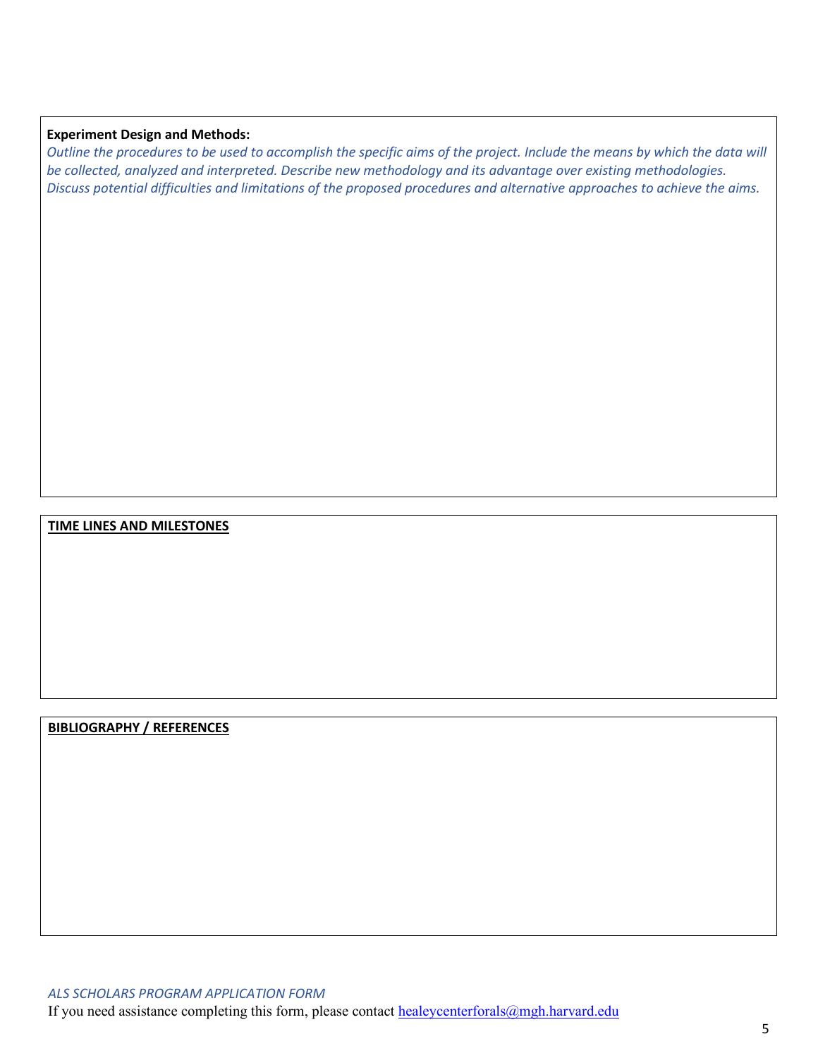**Experiment Design and Methods:**

*Outline the procedures to be used to accomplish the specific aims of the project. Include the means by which the data will be collected, analyzed and interpreted. Describe new methodology and its advantage over existing methodologies. Discuss potential difficulties and limitations of the proposed procedures and alternative approaches to achieve the aims.*

**TIME LINES AND MILESTONES**

**BIBLIOGRAPHY / REFERENCES**

*ALS SCHOLARS PROGRAM APPLICATION FORM*

If you need assistance completing this form, please contact healeycenterforals@mgh.harvard.edu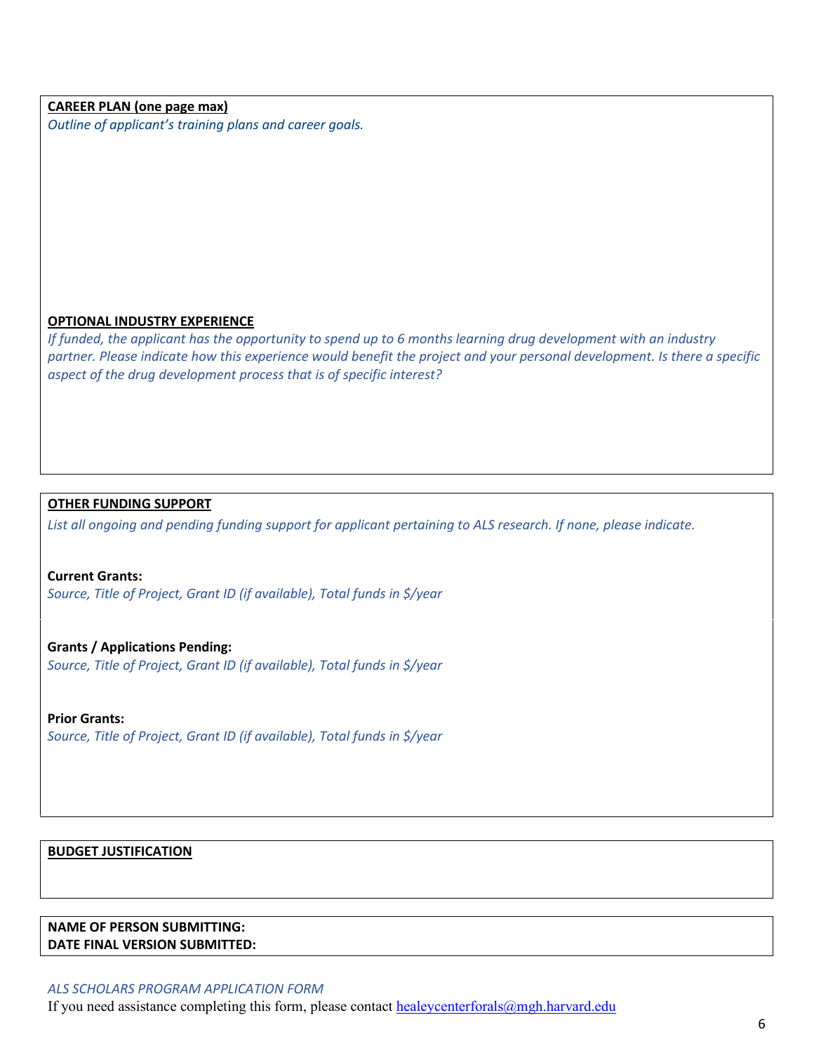**CAREER PLAN (one page max)**

*Outline of applicant's training plans and career goals.*

**OPTIONAL INDUSTRY EXPERIENCE**

*If funded, the applicant has the opportunity to spend up to 6 months learning drug development with an industry partner. Please indicate how this experience would benefit the project and your personal development. Is there a specific aspect of the drug development process that is of specific interest?*

**OTHER FUNDING SUPPORT**

*List all ongoing and pending funding support for applicant pertaining to ALS research. If none, please indicate.*

**Current Grants:**

*Source, Title of Project, Grant ID (if available), Total funds in $/year*

**Grants / Applications Pending:**

*Source, Title of Project, Grant ID (if available), Total funds in $/year*

**Prior Grants:**

*Source, Title of Project, Grant ID (if available), Total funds in $/year*

**BUDGET JUSTIFICATION**

**NAME OF PERSON SUBMITTING:**
**DATE FINAL VERSION SUBMITTED:**

*ALS SCHOLARS PROGRAM APPLICATION FORM*

If you need assistance completing this form, please contact healeycenterforals@mgh.harvard.edu